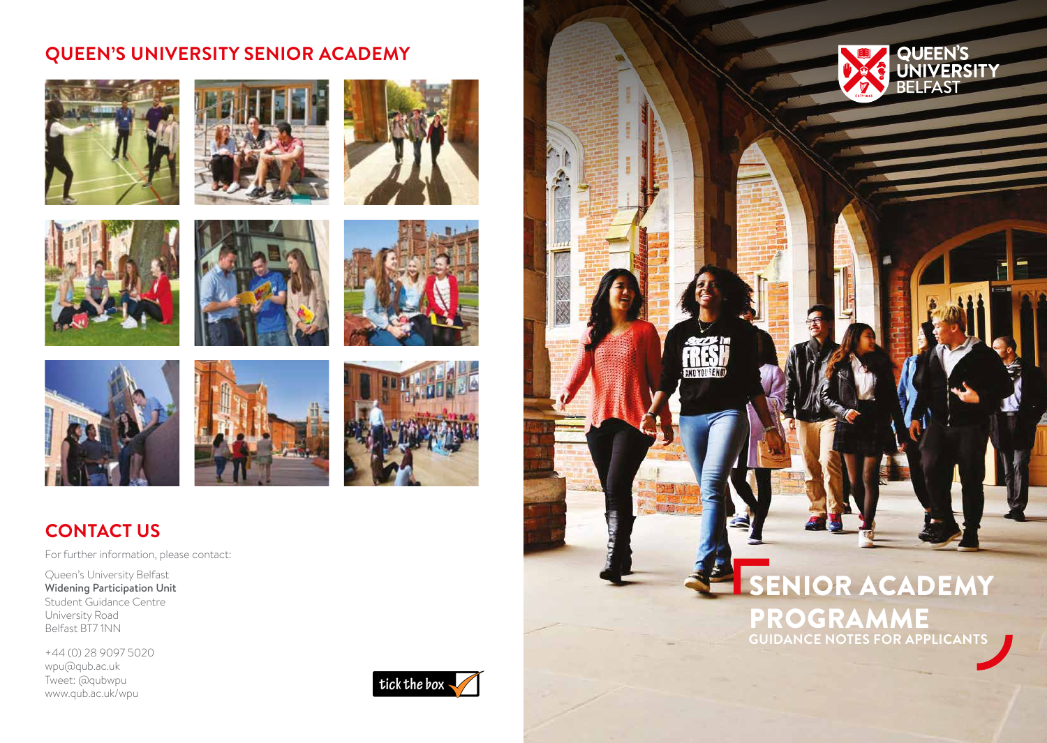# QUEEN'S UNIVERSITY SENIOR ACADEMY

## CONTACT US

For further information, please contact:

Queen's University Belfast
**Widening Participation Unit**
Student Guidance Centre
University Road
Belfast BT7 1NN

+44 (0) 28 9097 5020
wpu@qub.ac.uk
Tweet: @qubwpu
www.qub.ac.uk/wpu

tick the box

QUEEN'S UNIVERSITY BELFAST

# SENIOR ACADEMY PROGRAMME

## GUIDANCE NOTES FOR APPLICANTS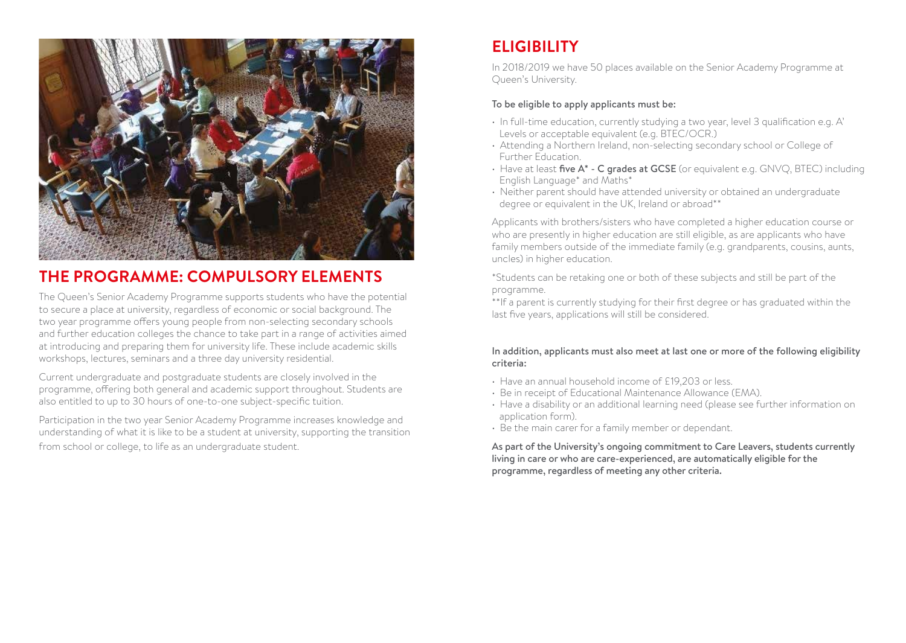## THE PROGRAMME: COMPULSORY ELEMENTS

The Queen's Senior Academy Programme supports students who have the potential to secure a place at university, regardless of economic or social background. The two year programme offers young people from non-selecting secondary schools and further education colleges the chance to take part in a range of activities aimed at introducing and preparing them for university life. These include academic skills workshops, lectures, seminars and a three day university residential.

Current undergraduate and postgraduate students are closely involved in the programme, offering both general and academic support throughout. Students are also entitled to up to 30 hours of one-to-one subject-specific tuition.

Participation in the two year Senior Academy Programme increases knowledge and understanding of what it is like to be a student at university, supporting the transition from school or college, to life as an undergraduate student.

## ELIGIBILITY

In 2018/2019 we have 50 places available on the Senior Academy Programme at Queen's University.

**To be eligible to apply applicants must be:**

- In full-time education, currently studying a two year, level 3 qualification e.g. A' Levels or acceptable equivalent (e.g. BTEC/OCR.)
- Attending a Northern Ireland, non-selecting secondary school or College of Further Education.
- Have at least **five A* - C grades at GCSE** (or equivalent e.g. GNVQ, BTEC) including English Language* and Maths*
- Neither parent should have attended university or obtained an undergraduate degree or equivalent in the UK, Ireland or abroad**

Applicants with brothers/sisters who have completed a higher education course or who are presently in higher education are still eligible, as are applicants who have family members outside of the immediate family (e.g. grandparents, cousins, aunts, uncles) in higher education.

*Students can be retaking one or both of these subjects and still be part of the programme.

**If a parent is currently studying for their first degree or has graduated within the last five years, applications will still be considered.

**In addition, applicants must also meet at last one or more of the following eligibility criteria:**

- Have an annual household income of £19,203 or less.
- Be in receipt of Educational Maintenance Allowance (EMA).
- Have a disability or an additional learning need (please see further information on application form).
- Be the main carer for a family member or dependant.

**As part of the University's ongoing commitment to Care Leavers, students currently living in care or who are care-experienced, are automatically eligible for the programme, regardless of meeting any other criteria.**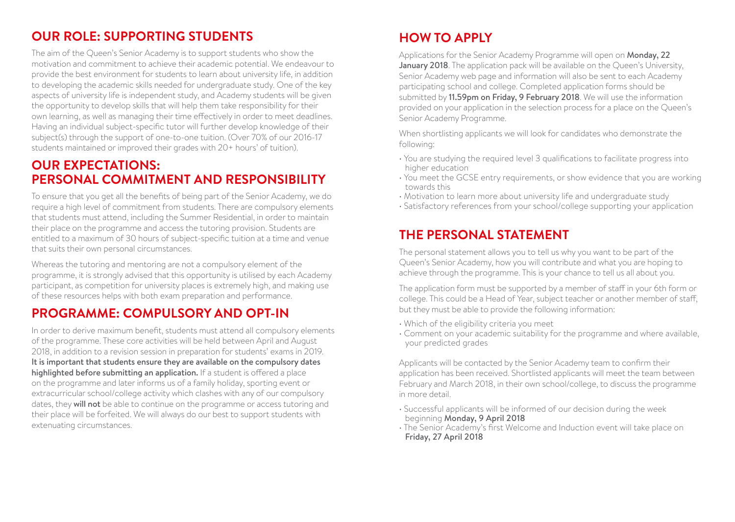## OUR ROLE: SUPPORTING STUDENTS

The aim of the Queen's Senior Academy is to support students who show the motivation and commitment to achieve their academic potential. We endeavour to provide the best environment for students to learn about university life, in addition to developing the academic skills needed for undergraduate study. One of the key aspects of university life is independent study, and Academy students will be given the opportunity to develop skills that will help them take responsibility for their own learning, as well as managing their time effectively in order to meet deadlines. Having an individual subject-specific tutor will further develop knowledge of their subject(s) through the support of one-to-one tuition. (Over 70% of our 2016-17 students maintained or improved their grades with 20+ hours' of tuition).

## OUR EXPECTATIONS: PERSONAL COMMITMENT AND RESPONSIBILITY

To ensure that you get all the benefits of being part of the Senior Academy, we do require a high level of commitment from students. There are compulsory elements that students must attend, including the Summer Residential, in order to maintain their place on the programme and access the tutoring provision. Students are entitled to a maximum of 30 hours of subject-specific tuition at a time and venue that suits their own personal circumstances.

Whereas the tutoring and mentoring are not a compulsory element of the programme, it is strongly advised that this opportunity is utilised by each Academy participant, as competition for university places is extremely high, and making use of these resources helps with both exam preparation and performance.

## PROGRAMME: COMPULSORY AND OPT-IN

In order to derive maximum benefit, students must attend all compulsory elements of the programme. These core activities will be held between April and August 2018, in addition to a revision session in preparation for students' exams in 2019. **It is important that students ensure they are available on the compulsory dates highlighted before submitting an application.** If a student is offered a place on the programme and later informs us of a family holiday, sporting event or extracurricular school/college activity which clashes with any of our compulsory dates, they **will not** be able to continue on the programme or access tutoring and their place will be forfeited. We will always do our best to support students with extenuating circumstances.

## HOW TO APPLY

Applications for the Senior Academy Programme will open on **Monday, 22 January 2018**. The application pack will be available on the Queen's University, Senior Academy web page and information will also be sent to each Academy participating school and college. Completed application forms should be submitted by **11.59pm on Friday, 9 February 2018**. We will use the information provided on your application in the selection process for a place on the Queen's Senior Academy Programme.

When shortlisting applicants we will look for candidates who demonstrate the following:

- You are studying the required level 3 qualifications to facilitate progress into higher education
- You meet the GCSE entry requirements, or show evidence that you are working towards this
- Motivation to learn more about university life and undergraduate study
- Satisfactory references from your school/college supporting your application

## THE PERSONAL STATEMENT

The personal statement allows you to tell us why you want to be part of the Queen's Senior Academy, how you will contribute and what you are hoping to achieve through the programme. This is your chance to tell us all about you.

The application form must be supported by a member of staff in your 6th form or college. This could be a Head of Year, subject teacher or another member of staff, but they must be able to provide the following information:

- Which of the eligibility criteria you meet
- Comment on your academic suitability for the programme and where available, your predicted grades

Applicants will be contacted by the Senior Academy team to confirm their application has been received. Shortlisted applicants will meet the team between February and March 2018, in their own school/college, to discuss the programme in more detail.

- Successful applicants will be informed of our decision during the week beginning **Monday, 9 April 2018**
- The Senior Academy's first Welcome and Induction event will take place on **Friday, 27 April 2018**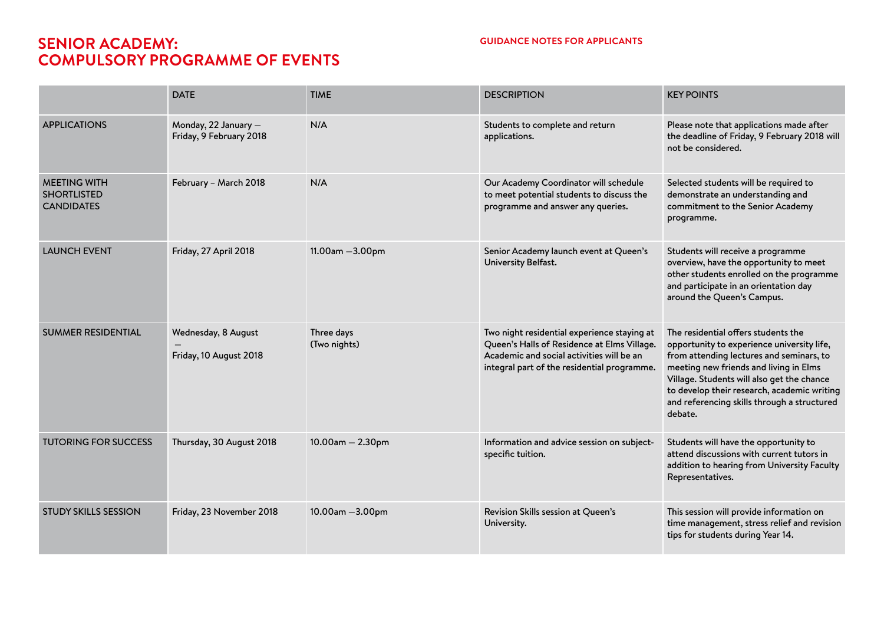# SENIOR ACADEMY: COMPULSORY PROGRAMME OF EVENTS

**GUIDANCE NOTES FOR APPLICANTS**

| | DATE | TIME | DESCRIPTION | KEY POINTS |
|---|---|---|---|---|
| APPLICATIONS | Monday, 22 January – Friday, 9 February 2018 | N/A | Students to complete and return applications. | Please note that applications made after the deadline of Friday, 9 February 2018 will not be considered. |
| MEETING WITH SHORTLISTED CANDIDATES | February – March 2018 | N/A | Our Academy Coordinator will schedule to meet potential students to discuss the programme and answer any queries. | Selected students will be required to demonstrate an understanding and commitment to the Senior Academy programme. |
| LAUNCH EVENT | Friday, 27 April 2018 | 11.00am – 3.00pm | Senior Academy launch event at Queen's University Belfast. | Students will receive a programme overview, have the opportunity to meet other students enrolled on the programme and participate in an orientation day around the Queen's Campus. |
| SUMMER RESIDENTIAL | Wednesday, 8 August – Friday, 10 August 2018 | Three days (Two nights) | Two night residential experience staying at Queen's Halls of Residence at Elms Village. Academic and social activities will be an integral part of the residential programme. | The residential offers students the opportunity to experience university life, from attending lectures and seminars, to meeting new friends and living in Elms Village. Students will also get the chance to develop their research, academic writing and referencing skills through a structured debate. |
| TUTORING FOR SUCCESS | Thursday, 30 August 2018 | 10.00am – 2.30pm | Information and advice session on subject-specific tuition. | Students will have the opportunity to attend discussions with current tutors in addition to hearing from University Faculty Representatives. |
| STUDY SKILLS SESSION | Friday, 23 November 2018 | 10.00am – 3.00pm | Revision Skills session at Queen's University. | This session will provide information on time management, stress relief and revision tips for students during Year 14. |